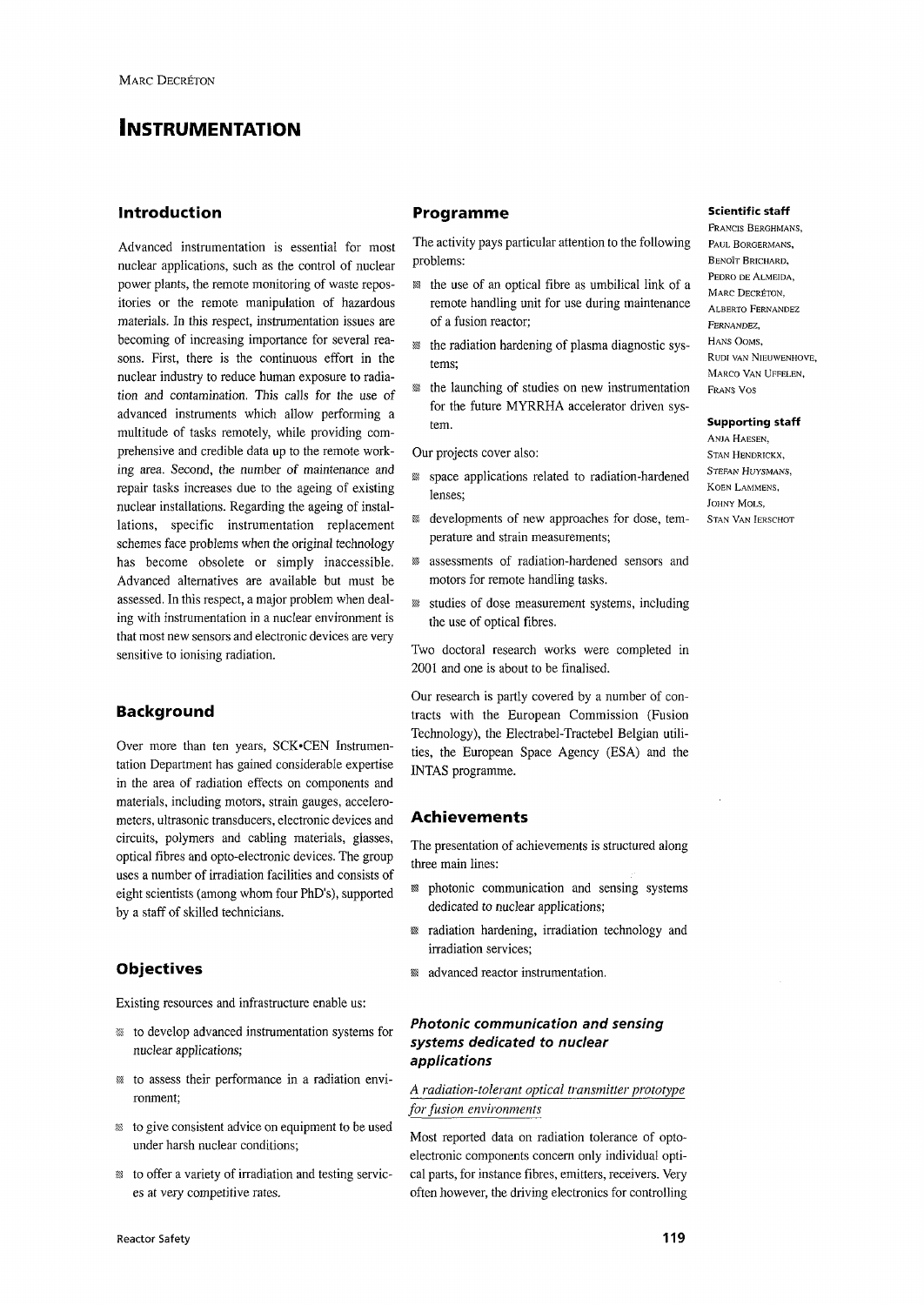Marc Decréton

# Instrumentation

## Introduction

Advanced instrumentation is essential for most nuclear applications, such as the control of nuclear power plants, the remote monitoring of waste repositories or the remote manipulation of hazardous materials. In this respect, instrumentation issues are becoming of increasing importance for several reasons. First, there is the continuous effort in the nuclear industry to reduce human exposure to radiation and contamination. This calls for the use of advanced instruments which allow performing a multitude of tasks remotely, while providing comprehensive and credible data up to the remote working area. Second, the number of maintenance and repair tasks increases due to the ageing of existing nuclear installations. Regarding the ageing of installations, specific instrumentation replacement schemes face problems when the original technology has become obsolete or simply inaccessible. Advanced alternatives are available but must be assessed. In this respect, a major problem when dealing with instrumentation in a nuclear environment is that most new sensors and electronic devices are very sensitive to ionising radiation.

## Background

Over more than ten years, SCK•CEN Instrumentation Department has gained considerable expertise in the area of radiation effects on components and materials, including motors, strain gauges, accelerometers, ultrasonic transducers, electronic devices and circuits, polymers and cabling materials, glasses, optical fibres and opto-electronic devices. The group uses a number of irradiation facilities and consists of eight scientists (among whom four PhD's), supported by a staff of skilled technicians.

## Objectives

Existing resources and infrastructure enable us:

- to develop advanced instrumentation systems for nuclear applications;
- to assess their performance in a radiation environment;
- to give consistent advice on equipment to be used under harsh nuclear conditions;
- to offer a variety of irradiation and testing services at very competitive rates.

## Programme

The activity pays particular attention to the following problems:

- the use of an optical fibre as umbilical link of a remote handling unit for use during maintenance of a fusion reactor;
- the radiation hardening of plasma diagnostic systems;
- the launching of studies on new instrumentation for the future MYRRHA accelerator driven system.

Our projects cover also:

- space applications related to radiation-hardened lenses;
- developments of new approaches for dose, temperature and strain measurements;
- assessments of radiation-hardened sensors and motors for remote handling tasks.
- studies of dose measurement systems, including the use of optical fibres.

Two doctoral research works were completed in 2001 and one is about to be finalised.

Our research is partly covered by a number of contracts with the European Commission (Fusion Technology), the Electrabel-Tractebel Belgian utilities, the European Space Agency (ESA) and the INTAS programme.

## Achievements

The presentation of achievements is structured along three main lines:

- photonic communication and sensing systems dedicated to nuclear applications;
- radiation hardening, irradiation technology and irradiation services;
- advanced reactor instrumentation.

### Photonic communication and sensing systems dedicated to nuclear applications

*A radiation-tolerant optical transmitter prototype for fusion environments*

Most reported data on radiation tolerance of opto-electronic components concern only individual optical parts, for instance fibres, emitters, receivers. Very often however, the driving electronics for controlling

**Scientific staff**

Francis Berghmans, Paul Borgermans, Benoît Brichard, Pedro de Almeida, Marc Decréton, Alberto Fernandez Fernandez, Hans Ooms, Rudi van Nieuwenhove, Marco Van Uffelen, Frans Vos

**Supporting staff**

Anja Haesen, Stan Hendrickx, Stefan Huysmans, Koen Lammens, Johny Mols, Stan Van Ierschot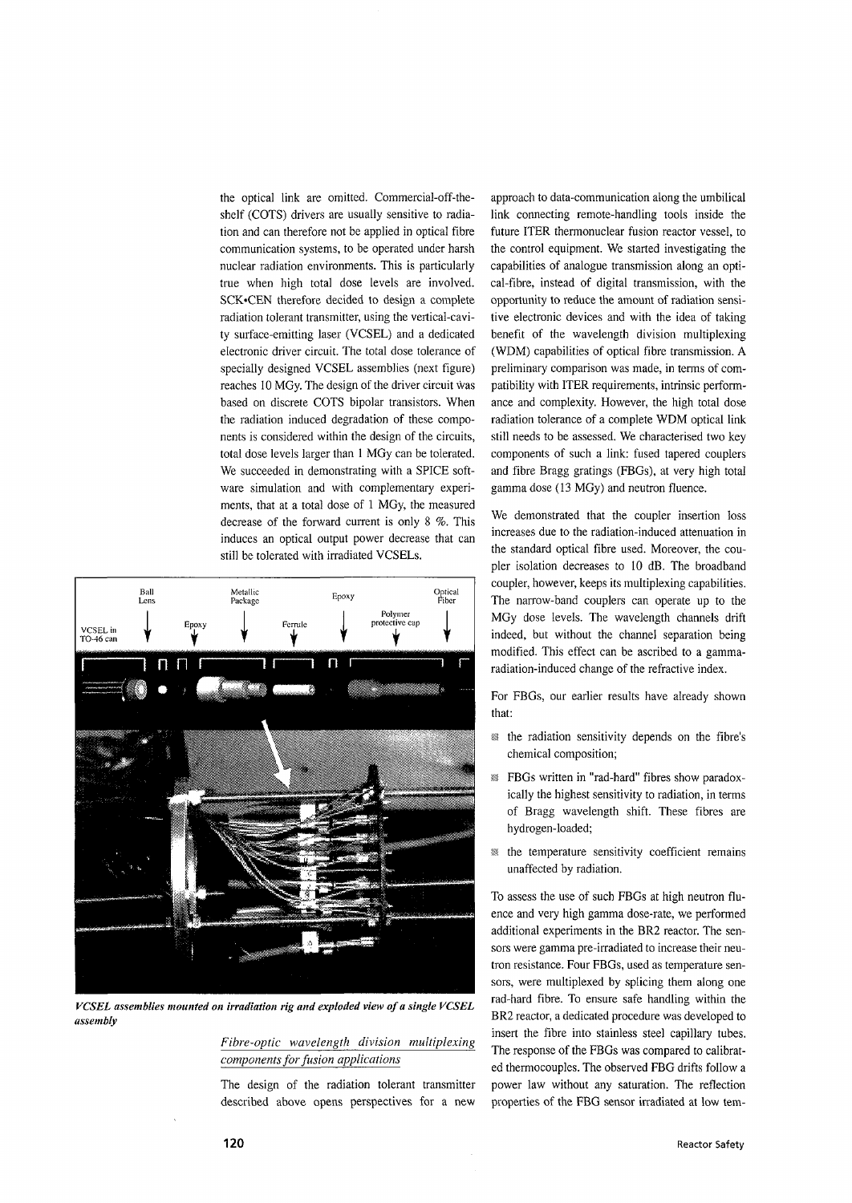the optical link are omitted. Commercial-off-the-shelf (COTS) drivers are usually sensitive to radiation and can therefore not be applied in optical fibre communication systems, to be operated under harsh nuclear radiation environments. This is particularly true when high total dose levels are involved. SCK•CEN therefore decided to design a complete radiation tolerant transmitter, using the vertical-cavity surface-emitting laser (VCSEL) and a dedicated electronic driver circuit. The total dose tolerance of specially designed VCSEL assemblies (next figure) reaches 10 MGy. The design of the driver circuit was based on discrete COTS bipolar transistors. When the radiation induced degradation of these components is considered within the design of the circuits, total dose levels larger than 1 MGy can be tolerated. We succeeded in demonstrating with a SPICE software simulation and with complementary experiments, that at a total dose of 1 MGy, the measured decrease of the forward current is only 8 %. This induces an optical output power decrease that can still be tolerated with irradiated VCSELs.

VCSEL in TO-46 can

Ball Lens

Epoxy

Metallic Package

Ferrule

Epoxy

Polymer protective cup

Optical Fiber

***VCSEL assemblies mounted on irradiation rig and exploded view of a single VCSEL assembly***

## *Fibre-optic wavelength division multiplexing components for fusion applications*

The design of the radiation tolerant transmitter described above opens perspectives for a new approach to data-communication along the umbilical link connecting remote-handling tools inside the future ITER thermonuclear fusion reactor vessel, to the control equipment. We started investigating the capabilities of analogue transmission along an optical-fibre, instead of digital transmission, with the opportunity to reduce the amount of radiation sensitive electronic devices and with the idea of taking benefit of the wavelength division multiplexing (WDM) capabilities of optical fibre transmission. A preliminary comparison was made, in terms of compatibility with ITER requirements, intrinsic performance and complexity. However, the high total dose radiation tolerance of a complete WDM optical link still needs to be assessed. We characterised two key components of such a link: fused tapered couplers and fibre Bragg gratings (FBGs), at very high total gamma dose (13 MGy) and neutron fluence.

We demonstrated that the coupler insertion loss increases due to the radiation-induced attenuation in the standard optical fibre used. Moreover, the coupler isolation decreases to 10 dB. The broadband coupler, however, keeps its multiplexing capabilities. The narrow-band couplers can operate up to the MGy dose levels. The wavelength channels drift indeed, but without the channel separation being modified. This effect can be ascribed to a gamma-radiation-induced change of the refractive index.

For FBGs, our earlier results have already shown that:

- the radiation sensitivity depends on the fibre's chemical composition;
- FBGs written in "rad-hard" fibres show paradoxically the highest sensitivity to radiation, in terms of Bragg wavelength shift. These fibres are hydrogen-loaded;
- the temperature sensitivity coefficient remains unaffected by radiation.

To assess the use of such FBGs at high neutron fluence and very high gamma dose-rate, we performed additional experiments in the BR2 reactor. The sensors were gamma pre-irradiated to increase their neutron resistance. Four FBGs, used as temperature sensors, were multiplexed by splicing them along one rad-hard fibre. To ensure safe handling within the BR2 reactor, a dedicated procedure was developed to insert the fibre into stainless steel capillary tubes. The response of the FBGs was compared to calibrated thermocouples. The observed FBG drifts follow a power law without any saturation. The reflection properties of the FBG sensor irradiated at low tem-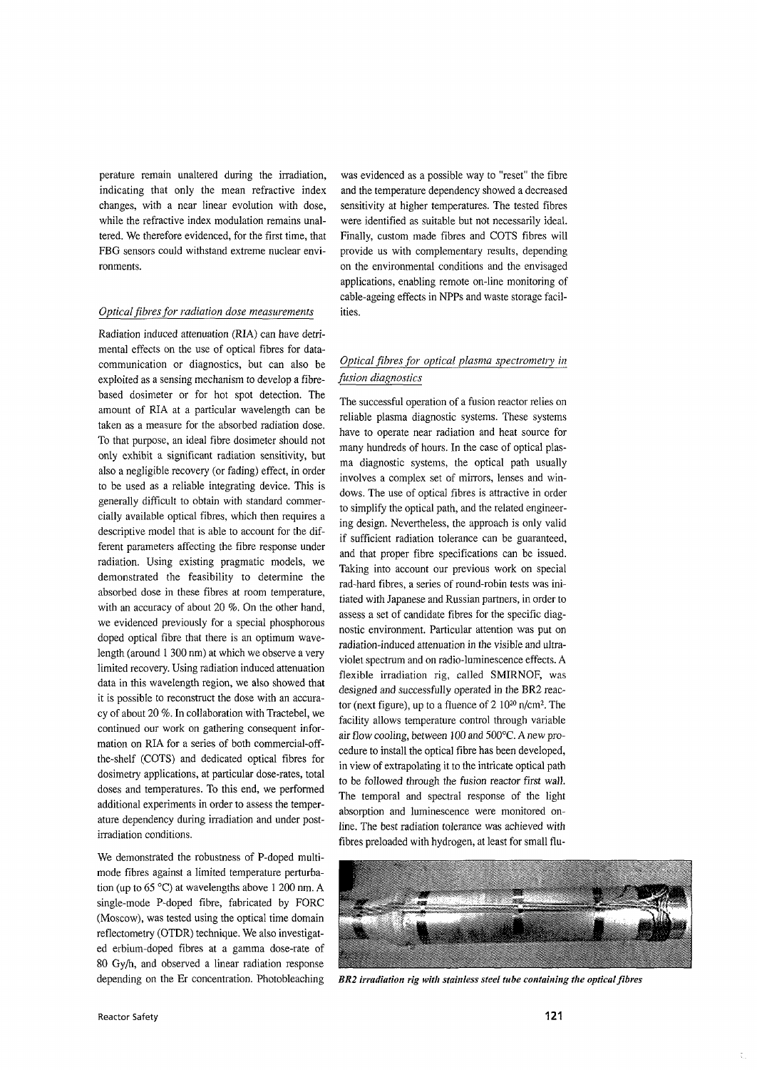perature remain unaltered during the irradiation, indicating that only the mean refractive index changes, with a near linear evolution with dose, while the refractive index modulation remains unaltered. We therefore evidenced, for the first time, that FBG sensors could withstand extreme nuclear environments.

### *Optical fibres for radiation dose measurements*

Radiation induced attenuation (RIA) can have detrimental effects on the use of optical fibres for data-communication or diagnostics, but can also be exploited as a sensing mechanism to develop a fibre-based dosimeter or for hot spot detection. The amount of RIA at a particular wavelength can be taken as a measure for the absorbed radiation dose. To that purpose, an ideal fibre dosimeter should not only exhibit a significant radiation sensitivity, but also a negligible recovery (or fading) effect, in order to be used as a reliable integrating device. This is generally difficult to obtain with standard commercially available optical fibres, which then requires a descriptive model that is able to account for the different parameters affecting the fibre response under radiation. Using existing pragmatic models, we demonstrated the feasibility to determine the absorbed dose in these fibres at room temperature, with an accuracy of about 20 %. On the other hand, we evidenced previously for a special phosphorous doped optical fibre that there is an optimum wavelength (around 1 300 nm) at which we observe a very limited recovery. Using radiation induced attenuation data in this wavelength region, we also showed that it is possible to reconstruct the dose with an accuracy of about 20 %. In collaboration with Tractebel, we continued our work on gathering consequent information on RIA for a series of both commercial-off-the-shelf (COTS) and dedicated optical fibres for dosimetry applications, at particular dose-rates, total doses and temperatures. To this end, we performed additional experiments in order to assess the temperature dependency during irradiation and under post-irradiation conditions.

We demonstrated the robustness of P-doped multimode fibres against a limited temperature perturbation (up to 65 °C) at wavelengths above 1 200 nm. A single-mode P-doped fibre, fabricated by FORC (Moscow), was tested using the optical time domain reflectometry (OTDR) technique. We also investigated erbium-doped fibres at a gamma dose-rate of 80 Gy/h, and observed a linear radiation response depending on the Er concentration. Photobleaching was evidenced as a possible way to "reset" the fibre and the temperature dependency showed a decreased sensitivity at higher temperatures. The tested fibres were identified as suitable but not necessarily ideal. Finally, custom made fibres and COTS fibres will provide us with complementary results, depending on the environmental conditions and the envisaged applications, enabling remote on-line monitoring of cable-ageing effects in NPPs and waste storage facilities.

### *Optical fibres for optical plasma spectrometry in fusion diagnostics*

The successful operation of a fusion reactor relies on reliable plasma diagnostic systems. These systems have to operate near radiation and heat source for many hundreds of hours. In the case of optical plasma diagnostic systems, the optical path usually involves a complex set of mirrors, lenses and windows. The use of optical fibres is attractive in order to simplify the optical path, and the related engineering design. Nevertheless, the approach is only valid if sufficient radiation tolerance can be guaranteed, and that proper fibre specifications can be issued. Taking into account our previous work on special rad-hard fibres, a series of round-robin tests was initiated with Japanese and Russian partners, in order to assess a set of candidate fibres for the specific diagnostic environment. Particular attention was put on radiation-induced attenuation in the visible and ultraviolet spectrum and on radio-luminescence effects. A flexible irradiation rig, called SMIRNOF, was designed and successfully operated in the BR2 reactor (next figure), up to a fluence of 2 $10^{20}$ n/cm$^2$. The facility allows temperature control through variable air flow cooling, between 100 and 500°C. A new procedure to install the optical fibre has been developed, in view of extrapolating it to the intricate optical path to be followed through the fusion reactor first wall. The temporal and spectral response of the light absorption and luminescence were monitored on-line. The best radiation tolerance was achieved with fibres preloaded with hydrogen, at least for small flu-

***BR2 irradiation rig with stainless steel tube containing the optical fibres***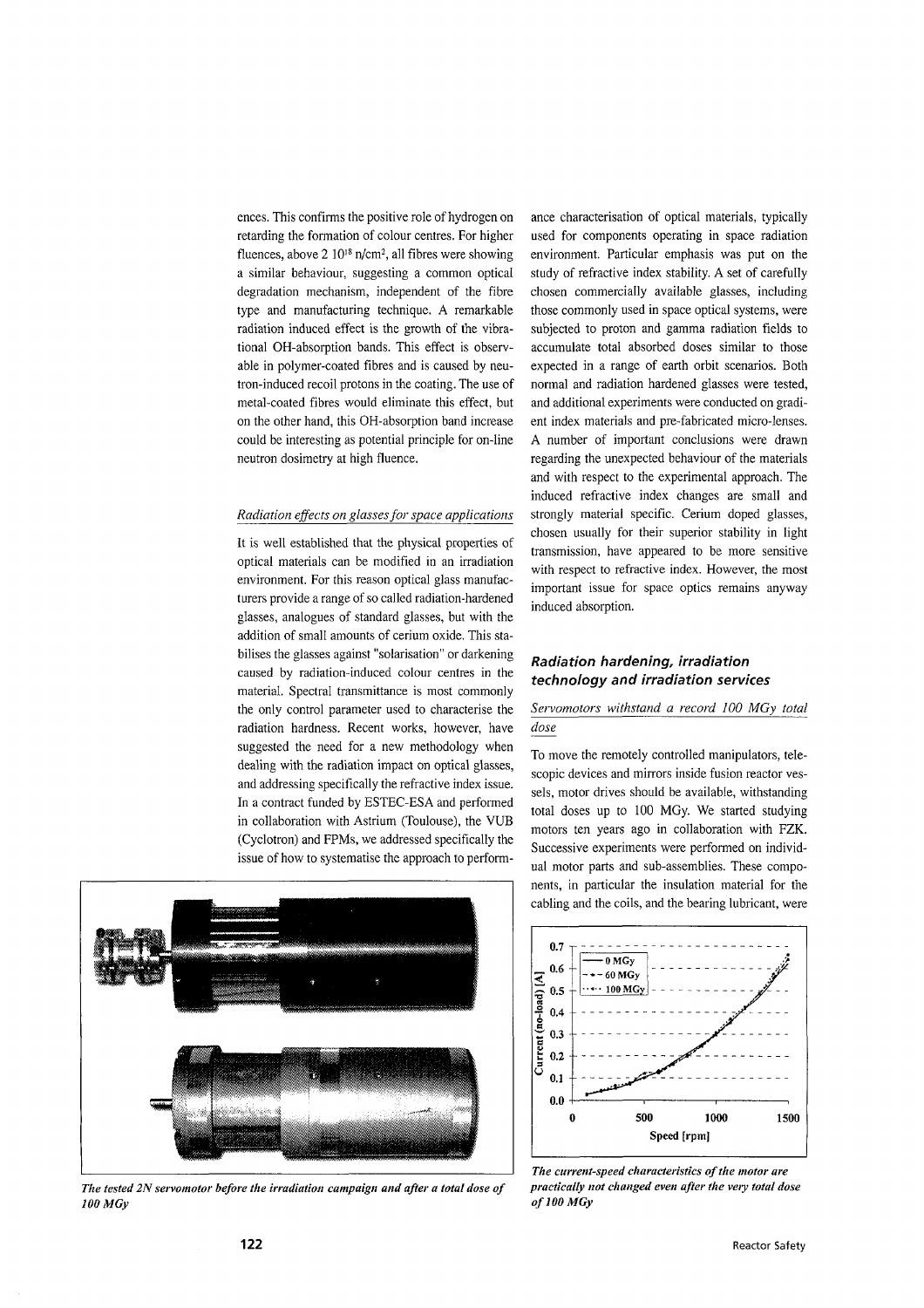ences. This confirms the positive role of hydrogen on retarding the formation of colour centres. For higher fluences, above $2\ 10^{18}$ n/cm$^2$, all fibres were showing a similar behaviour, suggesting a common optical degradation mechanism, independent of the fibre type and manufacturing technique. A remarkable radiation induced effect is the growth of the vibrational OH-absorption bands. This effect is observable in polymer-coated fibres and is caused by neutron-induced recoil protons in the coating. The use of metal-coated fibres would eliminate this effect, but on the other hand, this OH-absorption band increase could be interesting as potential principle for on-line neutron dosimetry at high fluence.

### *Radiation effects on glasses for space applications*

It is well established that the physical properties of optical materials can be modified in an irradiation environment. For this reason optical glass manufacturers provide a range of so called radiation-hardened glasses, analogues of standard glasses, but with the addition of small amounts of cerium oxide. This stabilises the glasses against "solarisation" or darkening caused by radiation-induced colour centres in the material. Spectral transmittance is most commonly the only control parameter used to characterise the radiation hardness. Recent works, however, have suggested the need for a new methodology when dealing with the radiation impact on optical glasses, and addressing specifically the refractive index issue. In a contract funded by ESTEC-ESA and performed in collaboration with Astrium (Toulouse), the VUB (Cyclotron) and FPMs, we addressed specifically the issue of how to systematise the approach to performance characterisation of optical materials, typically used for components operating in space radiation environment. Particular emphasis was put on the study of refractive index stability. A set of carefully chosen commercially available glasses, including those commonly used in space optical systems, were subjected to proton and gamma radiation fields to accumulate total absorbed doses similar to those expected in a range of earth orbit scenarios. Both normal and radiation hardened glasses were tested, and additional experiments were conducted on gradient index materials and pre-fabricated micro-lenses. A number of important conclusions were drawn regarding the unexpected behaviour of the materials and with respect to the experimental approach. The induced refractive index changes are small and strongly material specific. Cerium doped glasses, chosen usually for their superior stability in light transmission, have appeared to be more sensitive with respect to refractive index. However, the most important issue for space optics remains anyway induced absorption.

*The tested 2N servomotor before the irradiation campaign and after a total dose of 100 MGy*

## Radiation hardening, irradiation technology and irradiation services

### *Servomotors withstand a record 100 MGy total dose*

To move the remotely controlled manipulators, telescopic devices and mirrors inside fusion reactor vessels, motor drives should be available, withstanding total doses up to 100 MGy. We started studying motors ten years ago in collaboration with FZK. Successive experiments were performed on individual motor parts and sub-assemblies. These components, in particular the insulation material for the cabling and the coils, and the bearing lubricant, were

Current (no-load) [A]
0.7
0.6
0.5
0.4
0.3
0.2
0.1
0.0
0 MGy
60 MGy
100 MGy
0
500
1000
1500
Speed [rpm]

*The current-speed characteristics of the motor are practically not changed even after the very total dose of 100 MGy*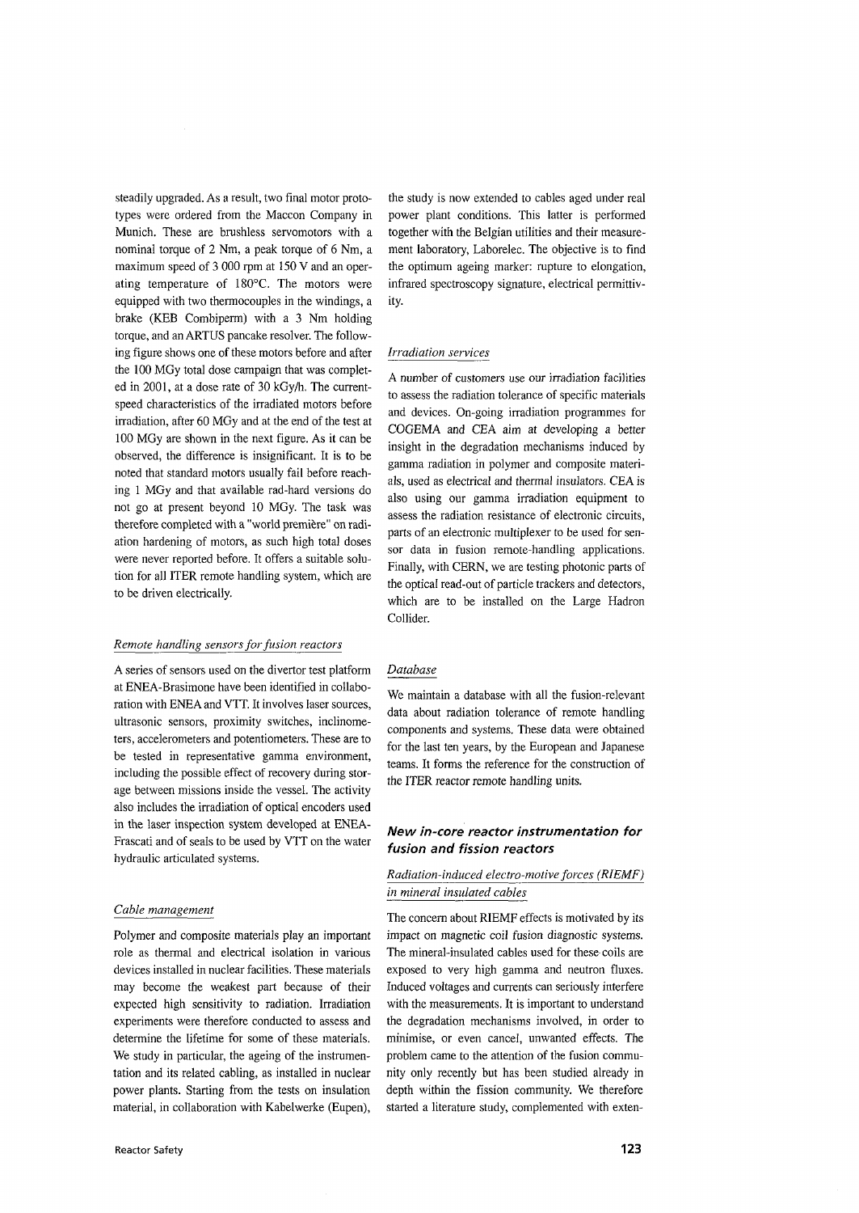steadily upgraded. As a result, two final motor prototypes were ordered from the Maccon Company in Munich. These are brushless servomotors with a nominal torque of 2 Nm, a peak torque of 6 Nm, a maximum speed of 3 000 rpm at 150 V and an operating temperature of 180°C. The motors were equipped with two thermocouples in the windings, a brake (KEB Combiperm) with a 3 Nm holding torque, and an ARTUS pancake resolver. The following figure shows one of these motors before and after the 100 MGy total dose campaign that was completed in 2001, at a dose rate of 30 kGy/h. The current-speed characteristics of the irradiated motors before irradiation, after 60 MGy and at the end of the test at 100 MGy are shown in the next figure. As it can be observed, the difference is insignificant. It is to be noted that standard motors usually fail before reaching 1 MGy and that available rad-hard versions do not go at present beyond 10 MGy. The task was therefore completed with a "world première" on radiation hardening of motors, as such high total doses were never reported before. It offers a suitable solution for all ITER remote handling system, which are to be driven electrically.

### *Remote handling sensors for fusion reactors*

A series of sensors used on the divertor test platform at ENEA-Brasimone have been identified in collaboration with ENEA and VTT. It involves laser sources, ultrasonic sensors, proximity switches, inclinometers, accelerometers and potentiometers. These are to be tested in representative gamma environment, including the possible effect of recovery during storage between missions inside the vessel. The activity also includes the irradiation of optical encoders used in the laser inspection system developed at ENEA-Frascati and of seals to be used by VTT on the water hydraulic articulated systems.

### *Cable management*

Polymer and composite materials play an important role as thermal and electrical isolation in various devices installed in nuclear facilities. These materials may become the weakest part because of their expected high sensitivity to radiation. Irradiation experiments were therefore conducted to assess and determine the lifetime for some of these materials. We study in particular, the ageing of the instrumentation and its related cabling, as installed in nuclear power plants. Starting from the tests on insulation material, in collaboration with Kabelwerke (Eupen), the study is now extended to cables aged under real power plant conditions. This latter is performed together with the Belgian utilities and their measurement laboratory, Laborelec. The objective is to find the optimum ageing marker: rupture to elongation, infrared spectroscopy signature, electrical permittivity.

### *Irradiation services*

A number of customers use our irradiation facilities to assess the radiation tolerance of specific materials and devices. On-going irradiation programmes for COGEMA and CEA aim at developing a better insight in the degradation mechanisms induced by gamma radiation in polymer and composite materials, used as electrical and thermal insulators. CEA is also using our gamma irradiation equipment to assess the radiation resistance of electronic circuits, parts of an electronic multiplexer to be used for sensor data in fusion remote-handling applications. Finally, with CERN, we are testing photonic parts of the optical read-out of particle trackers and detectors, which are to be installed on the Large Hadron Collider.

### *Database*

We maintain a database with all the fusion-relevant data about radiation tolerance of remote handling components and systems. These data were obtained for the last ten years, by the European and Japanese teams. It forms the reference for the construction of the ITER reactor remote handling units.

## New in-core reactor instrumentation for fusion and fission reactors

### *Radiation-induced electro-motive forces (RIEMF) in mineral insulated cables*

The concern about RIEMF effects is motivated by its impact on magnetic coil fusion diagnostic systems. The mineral-insulated cables used for these coils are exposed to very high gamma and neutron fluxes. Induced voltages and currents can seriously interfere with the measurements. It is important to understand the degradation mechanisms involved, in order to minimise, or even cancel, unwanted effects. The problem came to the attention of the fusion community only recently but has been studied already in depth within the fission community. We therefore started a literature study, complemented with exten-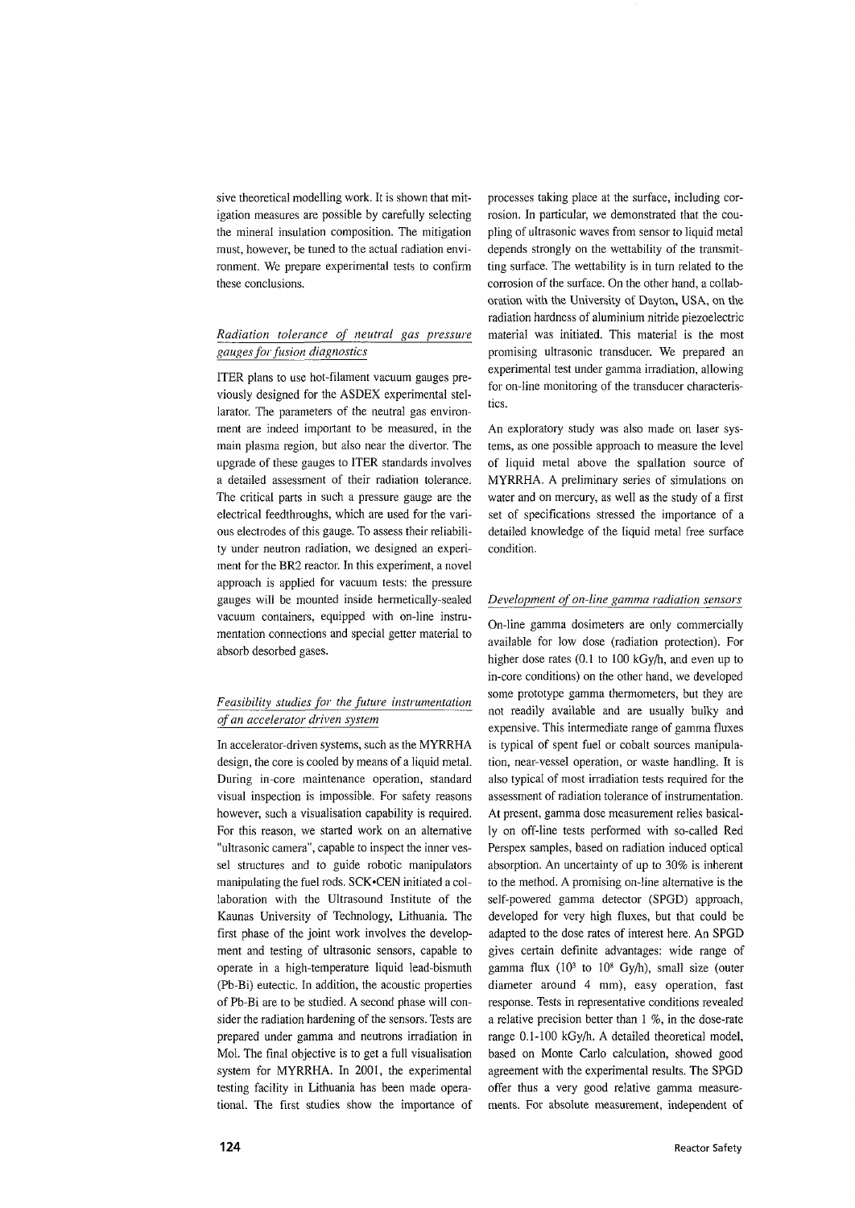sive theoretical modelling work. It is shown that mitigation measures are possible by carefully selecting the mineral insulation composition. The mitigation must, however, be tuned to the actual radiation environment. We prepare experimental tests to confirm these conclusions.

### *Radiation tolerance of neutral gas pressure gauges for fusion diagnostics*

ITER plans to use hot-filament vacuum gauges previously designed for the ASDEX experimental stellarator. The parameters of the neutral gas environment are indeed important to be measured, in the main plasma region, but also near the divertor. The upgrade of these gauges to ITER standards involves a detailed assessment of their radiation tolerance. The critical parts in such a pressure gauge are the electrical feedthroughs, which are used for the various electrodes of this gauge. To assess their reliability under neutron radiation, we designed an experiment for the BR2 reactor. In this experiment, a novel approach is applied for vacuum tests: the pressure gauges will be mounted inside hermetically-sealed vacuum containers, equipped with on-line instrumentation connections and special getter material to absorb desorbed gases.

### *Feasibility studies for the future instrumentation of an accelerator driven system*

In accelerator-driven systems, such as the MYRRHA design, the core is cooled by means of a liquid metal. During in-core maintenance operation, standard visual inspection is impossible. For safety reasons however, such a visualisation capability is required. For this reason, we started work on an alternative "ultrasonic camera", capable to inspect the inner vessel structures and to guide robotic manipulators manipulating the fuel rods. SCK•CEN initiated a collaboration with the Ultrasound Institute of the Kaunas University of Technology, Lithuania. The first phase of the joint work involves the development and testing of ultrasonic sensors, capable to operate in a high-temperature liquid lead-bismuth (Pb-Bi) eutectic. In addition, the acoustic properties of Pb-Bi are to be studied. A second phase will consider the radiation hardening of the sensors. Tests are prepared under gamma and neutrons irradiation in Mol. The final objective is to get a full visualisation system for MYRRHA. In 2001, the experimental testing facility in Lithuania has been made operational. The first studies show the importance of processes taking place at the surface, including corrosion. In particular, we demonstrated that the coupling of ultrasonic waves from sensor to liquid metal depends strongly on the wettability of the transmitting surface. The wettability is in turn related to the corrosion of the surface. On the other hand, a collaboration with the University of Dayton, USA, on the radiation hardness of aluminium nitride piezoelectric material was initiated. This material is the most promising ultrasonic transducer. We prepared an experimental test under gamma irradiation, allowing for on-line monitoring of the transducer characteristics.

An exploratory study was also made on laser systems, as one possible approach to measure the level of liquid metal above the spallation source of MYRRHA. A preliminary series of simulations on water and on mercury, as well as the study of a first set of specifications stressed the importance of a detailed knowledge of the liquid metal free surface condition.

### *Development of on-line gamma radiation sensors*

On-line gamma dosimeters are only commercially available for low dose (radiation protection). For higher dose rates (0.1 to 100 kGy/h, and even up to in-core conditions) on the other hand, we developed some prototype gamma thermometers, but they are not readily available and are usually bulky and expensive. This intermediate range of gamma fluxes is typical of spent fuel or cobalt sources manipulation, near-vessel operation, or waste handling. It is also typical of most irradiation tests required for the assessment of radiation tolerance of instrumentation. At present, gamma dose measurement relies basically on off-line tests performed with so-called Red Perspex samples, based on radiation induced optical absorption. An uncertainty of up to 30% is inherent to the method. A promising on-line alternative is the self-powered gamma detector (SPGD) approach, developed for very high fluxes, but that could be adapted to the dose rates of interest here. An SPGD gives certain definite advantages: wide range of gamma flux ($10^3$ to $10^8$ Gy/h), small size (outer diameter around 4 mm), easy operation, fast response. Tests in representative conditions revealed a relative precision better than 1 %, in the dose-rate range 0.1-100 kGy/h. A detailed theoretical model, based on Monte Carlo calculation, showed good agreement with the experimental results. The SPGD offer thus a very good relative gamma measurements. For absolute measurement, independent of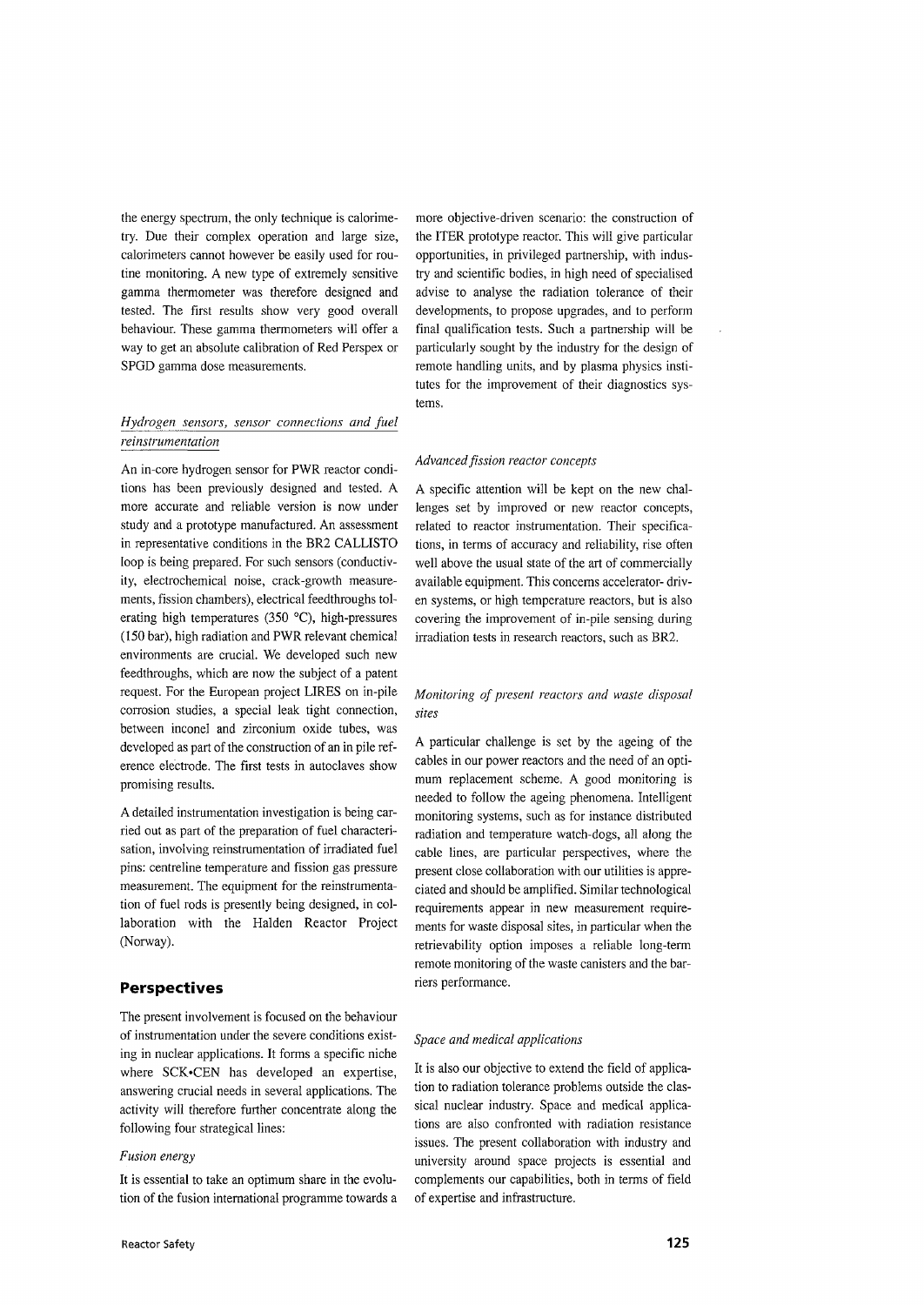the energy spectrum, the only technique is calorimetry. Due their complex operation and large size, calorimeters cannot however be easily used for routine monitoring. A new type of extremely sensitive gamma thermometer was therefore designed and tested. The first results show very good overall behaviour. These gamma thermometers will offer a way to get an absolute calibration of Red Perspex or SPGD gamma dose measurements.

*Hydrogen sensors, sensor connections and fuel reinstrumentation*

An in-core hydrogen sensor for PWR reactor conditions has been previously designed and tested. A more accurate and reliable version is now under study and a prototype manufactured. An assessment in representative conditions in the BR2 CALLISTO loop is being prepared. For such sensors (conductivity, electrochemical noise, crack-growth measurements, fission chambers), electrical feedthroughs tolerating high temperatures (350 °C), high-pressures (150 bar), high radiation and PWR relevant chemical environments are crucial. We developed such new feedthroughs, which are now the subject of a patent request. For the European project LIRES on in-pile corrosion studies, a special leak tight connection, between inconel and zirconium oxide tubes, was developed as part of the construction of an in pile reference electrode. The first tests in autoclaves show promising results.

A detailed instrumentation investigation is being carried out as part of the preparation of fuel characterisation, involving reinstrumentation of irradiated fuel pins: centreline temperature and fission gas pressure measurement. The equipment for the reinstrumentation of fuel rods is presently being designed, in collaboration with the Halden Reactor Project (Norway).

## Perspectives

The present involvement is focused on the behaviour of instrumentation under the severe conditions existing in nuclear applications. It forms a specific niche where SCK•CEN has developed an expertise, answering crucial needs in several applications. The activity will therefore further concentrate along the following four strategical lines:

*Fusion energy*

It is essential to take an optimum share in the evolution of the fusion international programme towards a more objective-driven scenario: the construction of the ITER prototype reactor. This will give particular opportunities, in privileged partnership, with industry and scientific bodies, in high need of specialised advise to analyse the radiation tolerance of their developments, to propose upgrades, and to perform final qualification tests. Such a partnership will be particularly sought by the industry for the design of remote handling units, and by plasma physics institutes for the improvement of their diagnostics systems.

*Advanced fission reactor concepts*

A specific attention will be kept on the new challenges set by improved or new reactor concepts, related to reactor instrumentation. Their specifications, in terms of accuracy and reliability, rise often well above the usual state of the art of commercially available equipment. This concerns accelerator- driven systems, or high temperature reactors, but is also covering the improvement of in-pile sensing during irradiation tests in research reactors, such as BR2.

*Monitoring of present reactors and waste disposal sites*

A particular challenge is set by the ageing of the cables in our power reactors and the need of an optimum replacement scheme. A good monitoring is needed to follow the ageing phenomena. Intelligent monitoring systems, such as for instance distributed radiation and temperature watch-dogs, all along the cable lines, are particular perspectives, where the present close collaboration with our utilities is appreciated and should be amplified. Similar technological requirements appear in new measurement requirements for waste disposal sites, in particular when the retrievability option imposes a reliable long-term remote monitoring of the waste canisters and the barriers performance.

*Space and medical applications*

It is also our objective to extend the field of application to radiation tolerance problems outside the classical nuclear industry. Space and medical applications are also confronted with radiation resistance issues. The present collaboration with industry and university around space projects is essential and complements our capabilities, both in terms of field of expertise and infrastructure.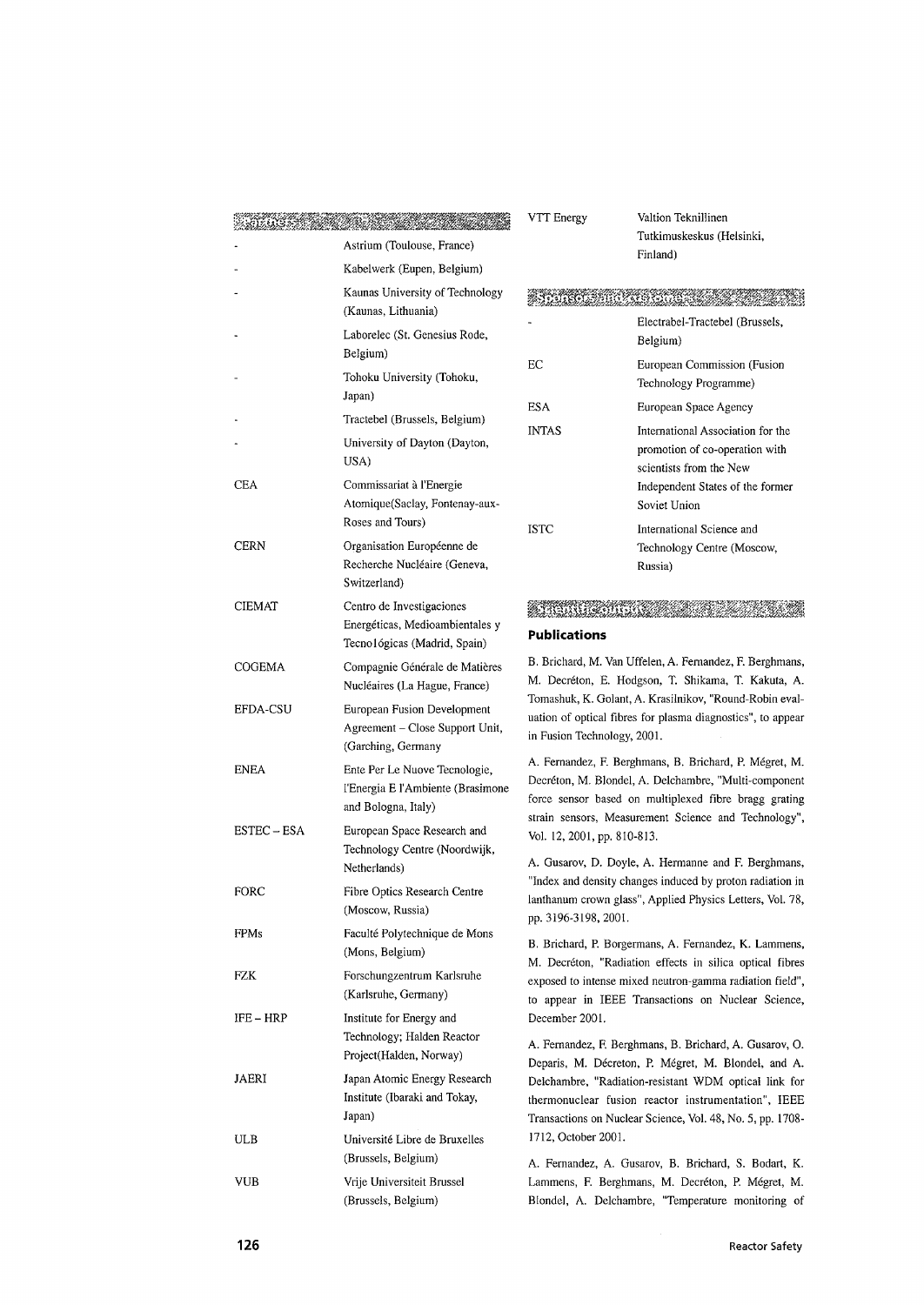## Partners

| | |
|---|---|
| - | Astrium (Toulouse, France) |
| - | Kabelwerk (Eupen, Belgium) |
| - | Kaunas University of Technology (Kaunas, Lithuania) |
| - | Laborelec (St. Genesius Rode, Belgium) |
| - | Tohoku University (Tohoku, Japan) |
| - | Tractebel (Brussels, Belgium) |
| - | University of Dayton (Dayton, USA) |
| CEA | Commissariat à l'Energie Atomique(Saclay, Fontenay-aux-Roses and Tours) |
| CERN | Organisation Européenne de Recherche Nucléaire (Geneva, Switzerland) |
| CIEMAT | Centro de Investigaciones Energéticas, Medioambientales y Tecnol ógicas (Madrid, Spain) |
| COGEMA | Compagnie Générale de Matières Nucléaires (La Hague, France) |
| EFDA-CSU | European Fusion Development Agreement – Close Support Unit, (Garching, Germany |
| ENEA | Ente Per Le Nuove Tecnologie, l'Energia E l'Ambiente (Brasimone and Bologna, Italy) |
| ESTEC – ESA | European Space Research and Technology Centre (Noordwijk, Netherlands) |
| FORC | Fibre Optics Research Centre (Moscow, Russia) |
| FPMs | Faculté Polytechnique de Mons (Mons, Belgium) |
| FZK | Forschungzentrum Karlsruhe (Karlsruhe, Germany) |
| IFE – HRP | Institute for Energy and Technology; Halden Reactor Project(Halden, Norway) |
| JAERI | Japan Atomic Energy Research Institute (Ibaraki and Tokay, Japan) |
| ULB | Université Libre de Bruxelles (Brussels, Belgium) |
| VUB | Vrije Universiteit Brussel (Brussels, Belgium) |
| VTT Energy | Valtion Teknillinen Tutkimuskeskus (Helsinki, Finland) |

## Sponsors and customers

| | |
|---|---|
| - | Electrabel-Tractebel (Brussels, Belgium) |
| EC | European Commission (Fusion Technology Programme) |
| ESA | European Space Agency |
| INTAS | International Association for the promotion of co-operation with scientists from the New Independent States of the former Soviet Union |
| ISTC | International Science and Technology Centre (Moscow, Russia) |

## Scientific output

### Publications

B. Brichard, M. Van Uffelen, A. Fernandez, F. Berghmans, M. Decréton, E. Hodgson, T. Shikama, T. Kakuta, A. Tomashuk, K. Golant, A. Krasilnikov, "Round-Robin evaluation of optical fibres for plasma diagnostics", to appear in Fusion Technology, 2001.

A. Fernandez, F. Berghmans, B. Brichard, P. Mégret, M. Decréton, M. Blondel, A. Delchambre, "Multi-component force sensor based on multiplexed fibre bragg grating strain sensors, Measurement Science and Technology", Vol. 12, 2001, pp. 810-813.

A. Gusarov, D. Doyle, A. Hermanne and F. Berghmans, "Index and density changes induced by proton radiation in lanthanum crown glass", Applied Physics Letters, Vol. 78, pp. 3196-3198, 2001.

B. Brichard, P. Borgermans, A. Fernandez, K. Lammens, M. Decréton, "Radiation effects in silica optical fibres exposed to intense mixed neutron-gamma radiation field", to appear in IEEE Transactions on Nuclear Science, December 2001.

A. Fernandez, F. Berghmans, B. Brichard, A. Gusarov, O. Deparis, M. Décreton, P. Mégret, M. Blondel, and A. Delchambre, "Radiation-resistant WDM optical link for thermonuclear fusion reactor instrumentation", IEEE Transactions on Nuclear Science, Vol. 48, No. 5, pp. 1708-1712, October 2001.

A. Fernandez, A. Gusarov, B. Brichard, S. Bodart, K. Lammens, F. Berghmans, M. Decréton, P. Mégret, M. Blondel, A. Delchambre, "Temperature monitoring of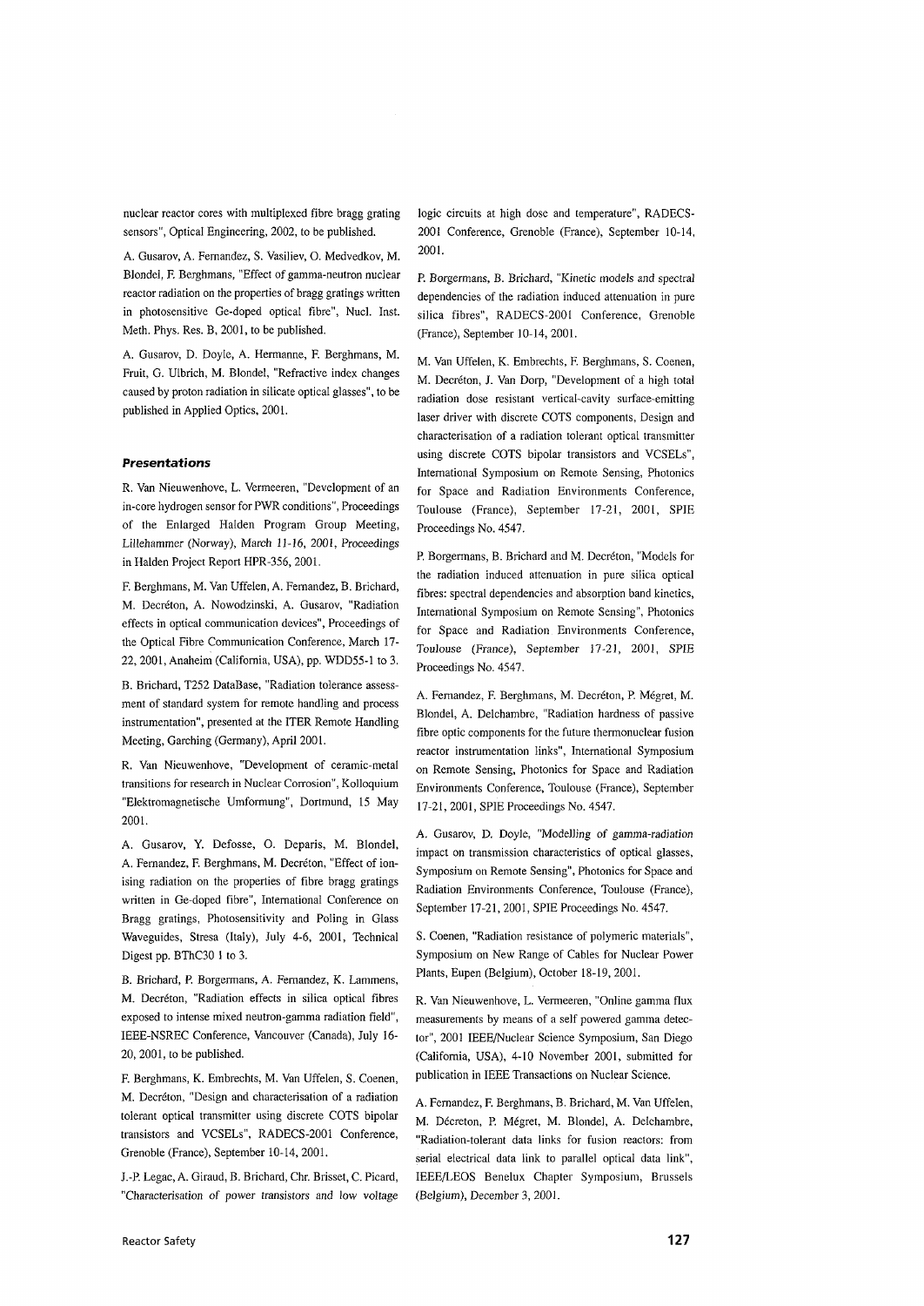nuclear reactor cores with multiplexed fibre bragg grating sensors", Optical Engineering, 2002, to be published.

A. Gusarov, A. Fernandez, S. Vasiliev, O. Medvedkov, M. Blondel, F. Berghmans, "Effect of gamma-neutron nuclear reactor radiation on the properties of bragg gratings written in photosensitive Ge-doped optical fibre", Nucl. Inst. Meth. Phys. Res. B, 2001, to be published.

A. Gusarov, D. Doyle, A. Hermanne, F. Berghmans, M. Fruit, G. Ulbrich, M. Blondel, "Refractive index changes caused by proton radiation in silicate optical glasses", to be published in Applied Optics, 2001.

### Presentations

R. Van Nieuwenhove, L. Vermeeren, "Development of an in-core hydrogen sensor for PWR conditions", Proceedings of the Enlarged Halden Program Group Meeting, Lillehammer (Norway), March 11-16, 2001, Proceedings in Halden Project Report HPR-356, 2001.

F. Berghmans, M. Van Uffelen, A. Fernandez, B. Brichard, M. Decréton, A. Nowodzinski, A. Gusarov, "Radiation effects in optical communication devices", Proceedings of the Optical Fibre Communication Conference, March 17-22, 2001, Anaheim (California, USA), pp. WDD55-1 to 3.

B. Brichard, T252 DataBase, "Radiation tolerance assessment of standard system for remote handling and process instrumentation", presented at the ITER Remote Handling Meeting, Garching (Germany), April 2001.

R. Van Nieuwenhove, "Development of ceramic-metal transitions for research in Nuclear Corrosion", Kolloquium "Elektromagnetische Umformung", Dortmund, 15 May 2001.

A. Gusarov, Y. Defosse, O. Deparis, M. Blondel, A. Fernandez, F. Berghmans, M. Decréton, "Effect of ionising radiation on the properties of fibre bragg gratings written in Ge-doped fibre", International Conference on Bragg gratings, Photosensitivity and Poling in Glass Waveguides, Stresa (Italy), July 4-6, 2001, Technical Digest pp. BThC30 1 to 3.

B. Brichard, P. Borgermans, A. Fernandez, K. Lammens, M. Decréton, "Radiation effects in silica optical fibres exposed to intense mixed neutron-gamma radiation field", IEEE-NSREC Conference, Vancouver (Canada), July 16-20, 2001, to be published.

F. Berghmans, K. Embrechts, M. Van Uffelen, S. Coenen, M. Decréton, "Design and characterisation of a radiation tolerant optical transmitter using discrete COTS bipolar transistors and VCSELs", RADECS-2001 Conference, Grenoble (France), September 10-14, 2001.

J.-P. Legac, A. Giraud, B. Brichard, Chr. Brisset, C. Picard, "Characterisation of power transistors and low voltage logic circuits at high dose and temperature", RADECS-2001 Conference, Grenoble (France), September 10-14, 2001.

P. Borgermans, B. Brichard, "Kinetic models and spectral dependencies of the radiation induced attenuation in pure silica fibres", RADECS-2001 Conference, Grenoble (France), September 10-14, 2001.

M. Van Uffelen, K. Embrechts, F. Berghmans, S. Coenen, M. Decréton, J. Van Dorp, "Development of a high total radiation dose resistant vertical-cavity surface-emitting laser driver with discrete COTS components, Design and characterisation of a radiation tolerant optical transmitter using discrete COTS bipolar transistors and VCSELs", International Symposium on Remote Sensing, Photonics for Space and Radiation Environments Conference, Toulouse (France), September 17-21, 2001, SPIE Proceedings No. 4547.

P. Borgermans, B. Brichard and M. Decréton, "Models for the radiation induced attenuation in pure silica optical fibres: spectral dependencies and absorption band kinetics, International Symposium on Remote Sensing", Photonics for Space and Radiation Environments Conference, Toulouse (France), September 17-21, 2001, SPIE Proceedings No. 4547.

A. Fernandez, F. Berghmans, M. Decréton, P. Mégret, M. Blondel, A. Delchambre, "Radiation hardness of passive fibre optic components for the future thermonuclear fusion reactor instrumentation links", International Symposium on Remote Sensing, Photonics for Space and Radiation Environments Conference, Toulouse (France), September 17-21, 2001, SPIE Proceedings No. 4547.

A. Gusarov, D. Doyle, "Modelling of gamma-radiation impact on transmission characteristics of optical glasses, Symposium on Remote Sensing", Photonics for Space and Radiation Environments Conference, Toulouse (France), September 17-21, 2001, SPIE Proceedings No. 4547.

S. Coenen, "Radiation resistance of polymeric materials", Symposium on New Range of Cables for Nuclear Power Plants, Eupen (Belgium), October 18-19, 2001.

R. Van Nieuwenhove, L. Vermeeren, "Online gamma flux measurements by means of a self powered gamma detector", 2001 IEEE/Nuclear Science Symposium, San Diego (California, USA), 4-10 November 2001, submitted for publication in IEEE Transactions on Nuclear Science.

A. Fernandez, F. Berghmans, B. Brichard, M. Van Uffelen, M. Décreton, P. Mégret, M. Blondel, A. Delchambre, "Radiation-tolerant data links for fusion reactors: from serial electrical data link to parallel optical data link", IEEE/LEOS Benelux Chapter Symposium, Brussels (Belgium), December 3, 2001.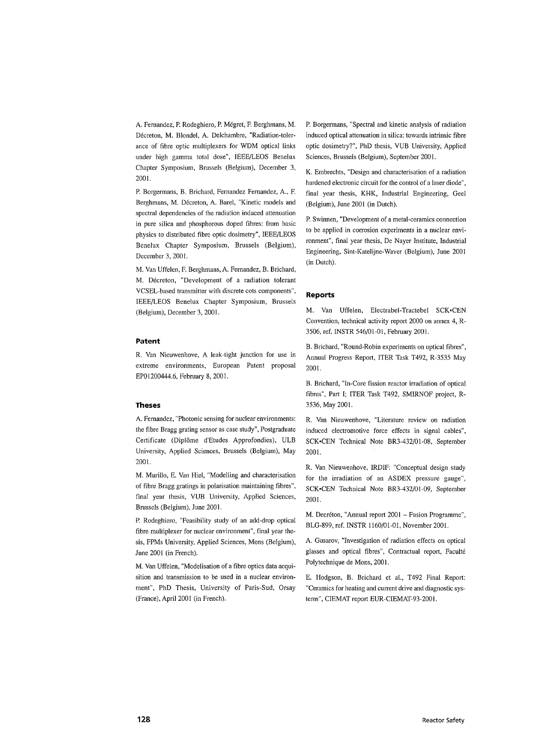A. Fernandez, P. Rodeghiero, P. Mégret, F. Berghmans, M. Décreton, M. Blondel, A. Delchambre, "Radiation-tolerance of fibre optic multiplexers for WDM optical links under high gamma total dose", IEEE/LEOS Benelux Chapter Symposium, Brussels (Belgium), December 3, 2001.

P. Borgermans, B. Brichard, Fernandez Fernandez, A., F. Berghmans, M. Décreton, A. Barel, "Kinetic models and spectral dependencies of the radiation induced attenuation in pure silica and phosphorous doped fibres: from basic physics to distributed fibre optic dosimetry", IEEE/LEOS Benelux Chapter Symposium, Brussels (Belgium), December 3, 2001.

M. Van Uffelen, F. Berghmans, A. Fernandez, B. Brichard, M. Décreton, "Development of a radiation tolerant VCSEL-based transmitter with discrete cots components", IEEE/LEOS Benelux Chapter Symposium, Brussels (Belgium), December 3, 2001.

### Patent

R. Van Nieuwenhove, A leak-tight junction for use in extreme environments, European Patent proposal EP01200444.6, February 8, 2001.

### Theses

A. Fernandez, "Photonic sensing for nuclear environments: the fibre Bragg grating sensor as case study", Postgraduate Certificate (Diplôme d'Etudes Approfondies), ULB University, Applied Sciences, Brussels (Belgium), May 2001.

M. Murillo, E. Van Hiel, "Modelling and characterisation of fibre Bragg gratings in polarisation maintaining fibres", final year thesis, VUB University, Applied Sciences, Brussels (Belgium), June 2001.

P. Rodeghiero, "Feasibility study of an add-drop optical fibre multiplexer for nuclear environment", final year thesis, FPMs University, Applied Sciences, Mons (Belgium), June 2001 (in French).

M. Van Uffelen, "Modelisation of a fibre optics data acquisition and transmission to be used in a nuclear environment", PhD Thesis, University of Paris-Sud, Orsay (France), April 2001 (in French).

P. Borgermans, "Spectral and kinetic analysis of radiation induced optical attenuation in silica: towards intrinsic fibre optic dosimetry?", PhD thesis, VUB University, Applied Sciences, Brussels (Belgium), September 2001.

K. Embrechts, "Design and characterisation of a radiation hardened electronic circuit for the control of a laser diode", final year thesis, KHK, Industrial Engineering, Geel (Belgium), June 2001 (in Dutch).

P. Swinnen, "Development of a metal-ceramics connection to be applied in corrosion experiments in a nuclear environment", final year thesis, De Nayer Institute, Industrial Engineering, Sint-Katelijne-Waver (Belgium), June 2001 (in Dutch).

### Reports

M. Van Uffelen, Electrabel-Tractebel SCK•CEN Convention, technical activity report 2000 on annex 4, R-3506, ref. INSTR 546/01-01, February 2001.

B. Brichard, "Round-Robin experiments on optical fibres", Annual Progress Report, ITER Task T492, R-3535 May 2001.

B. Brichard, "In-Core fission reactor irradiation of optical fibres", Part I; ITER Task T492, SMIRNOF project, R-3536, May 2001.

R. Van Nieuwenhove, "Literature review on radiation induced electromotive force effects in signal cables", SCK•CEN Technical Note BR3-432/01-08, September 2001.

R. Van Nieuwenhove, IRDIF: "Conceptual design study for the irradiation of an ASDEX pressure gauge", SCK•CEN Technical Note BR3-432/01-09, September 2001.

M. Decréton, "Annual report 2001 – Fusion Programme", BLG-899, ref. INSTR 1160/01-01, November 2001.

A. Gusarov, "Investigation of radiation effects on optical glasses and optical fibres", Contractual report, Faculté Polytechnique de Mons, 2001.

E. Hodgson, B. Brichard et al., T492 Final Report: "Ceramics for heating and current drive and diagnostic systems", CIEMAT report EUR-CIEMAT-93-2001.